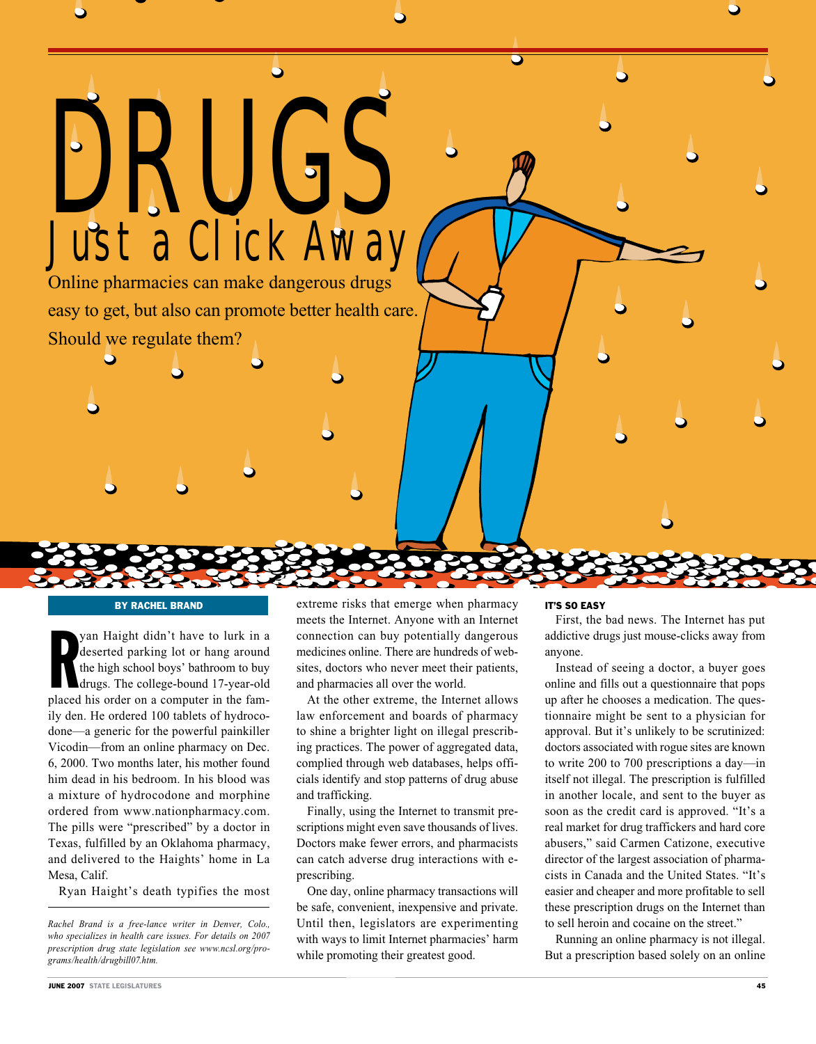# DRUGS

## Just a Click Away

Online pharmacies can make dangerous drugs easy to get, but also can promote better health care. Should we regulate them?

**BY RACHEL BRAND**

Ryan Haight didn't have to lurk in a deserted parking lot or hang around the high school boys' bathroom to buy drugs. The college-bound 17-year-old placed his order on a computer in the family den. He ordered 100 tablets of hydrocodone—a generic for the powerful painkiller Vicodin—from an online pharmacy on Dec. 6, 2000. Two months later, his mother found him dead in his bedroom. In his blood was a mixture of hydrocodone and morphine ordered from www.nationpharmacy.com. The pills were "prescribed" by a doctor in Texas, fulfilled by an Oklahoma pharmacy, and delivered to the Haights' home in La Mesa, Calif.

Ryan Haight's death typifies the most extreme risks that emerge when pharmacy meets the Internet. Anyone with an Internet connection can buy potentially dangerous medicines online. There are hundreds of websites, doctors who never meet their patients, and pharmacies all over the world.

At the other extreme, the Internet allows law enforcement and boards of pharmacy to shine a brighter light on illegal prescribing practices. The power of aggregated data, complied through web databases, helps officials identify and stop patterns of drug abuse and trafficking.

Finally, using the Internet to transmit prescriptions might even save thousands of lives. Doctors make fewer errors, and pharmacists can catch adverse drug interactions with e-prescribing.

One day, online pharmacy transactions will be safe, convenient, inexpensive and private. Until then, legislators are experimenting with ways to limit Internet pharmacies' harm while promoting their greatest good.

*Rachel Brand is a free-lance writer in Denver, Colo., who specializes in health care issues. For details on 2007 prescription drug state legislation see www.ncsl.org/programs/health/drugbill07.htm.*

### IT'S SO EASY

First, the bad news. The Internet has put addictive drugs just mouse-clicks away from anyone.

Instead of seeing a doctor, a buyer goes online and fills out a questionnaire that pops up after he chooses a medication. The questionnaire might be sent to a physician for approval. But it's unlikely to be scrutinized: doctors associated with rogue sites are known to write 200 to 700 prescriptions a day—in itself not illegal. The prescription is fulfilled in another locale, and sent to the buyer as soon as the credit card is approved. "It's a real market for drug traffickers and hard core abusers," said Carmen Catizone, executive director of the largest association of pharmacists in Canada and the United States. "It's easier and cheaper and more profitable to sell these prescription drugs on the Internet than to sell heroin and cocaine on the street."

Running an online pharmacy is not illegal. But a prescription based solely on an online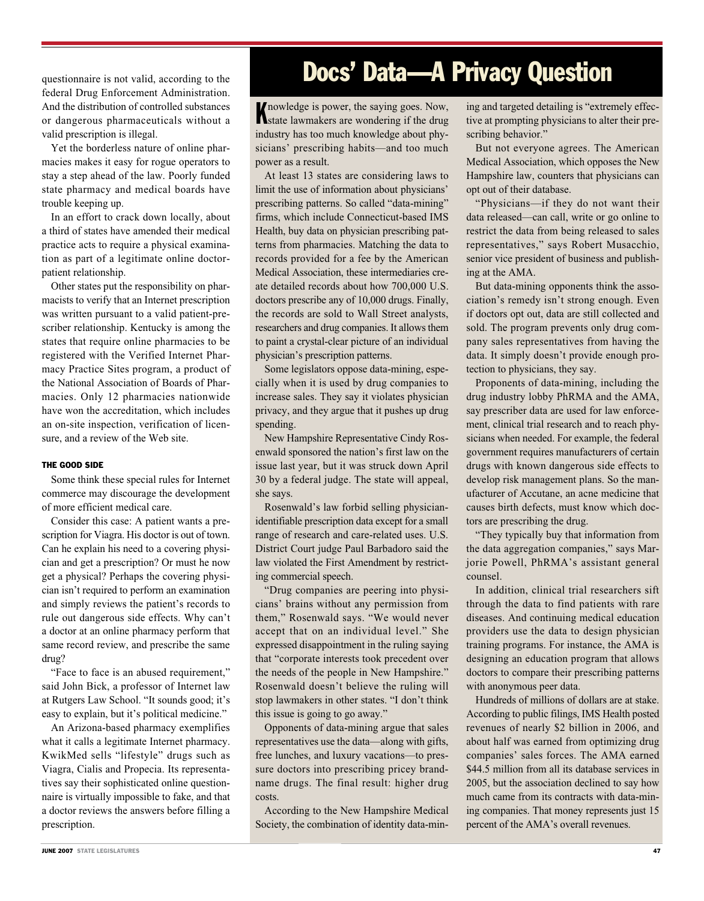questionnaire is not valid, according to the federal Drug Enforcement Administration. And the distribution of controlled substances or dangerous pharmaceuticals without a valid prescription is illegal.

Yet the borderless nature of online pharmacies makes it easy for rogue operators to stay a step ahead of the law. Poorly funded state pharmacy and medical boards have trouble keeping up.

In an effort to crack down locally, about a third of states have amended their medical practice acts to require a physical examination as part of a legitimate online doctor-patient relationship.

Other states put the responsibility on pharmacists to verify that an Internet prescription was written pursuant to a valid patient-prescriber relationship. Kentucky is among the states that require online pharmacies to be registered with the Verified Internet Pharmacy Practice Sites program, a product of the National Association of Boards of Pharmacies. Only 12 pharmacies nationwide have won the accreditation, which includes an on-site inspection, verification of licensure, and a review of the Web site.

### THE GOOD SIDE

Some think these special rules for Internet commerce may discourage the development of more efficient medical care.

Consider this case: A patient wants a prescription for Viagra. His doctor is out of town. Can he explain his need to a covering physician and get a prescription? Or must he now get a physical? Perhaps the covering physician isn't required to perform an examination and simply reviews the patient's records to rule out dangerous side effects. Why can't a doctor at an online pharmacy perform that same record review, and prescribe the same drug?

"Face to face is an abused requirement," said John Bick, a professor of Internet law at Rutgers Law School. "It sounds good; it's easy to explain, but it's political medicine."

An Arizona-based pharmacy exemplifies what it calls a legitimate Internet pharmacy. KwikMed sells "lifestyle" drugs such as Viagra, Cialis and Propecia. Its representatives say their sophisticated online questionnaire is virtually impossible to fake, and that a doctor reviews the answers before filling a prescription.

# Docs' Data—A Privacy Question

Knowledge is power, the saying goes. Now, state lawmakers are wondering if the drug industry has too much knowledge about physicians' prescribing habits—and too much power as a result.

At least 13 states are considering laws to limit the use of information about physicians' prescribing patterns. So called "data-mining" firms, which include Connecticut-based IMS Health, buy data on physician prescribing patterns from pharmacies. Matching the data to records provided for a fee by the American Medical Association, these intermediaries create detailed records about how 700,000 U.S. doctors prescribe any of 10,000 drugs. Finally, the records are sold to Wall Street analysts, researchers and drug companies. It allows them to paint a crystal-clear picture of an individual physician's prescription patterns.

Some legislators oppose data-mining, especially when it is used by drug companies to increase sales. They say it violates physician privacy, and they argue that it pushes up drug spending.

New Hampshire Representative Cindy Rosenwald sponsored the nation's first law on the issue last year, but it was struck down April 30 by a federal judge. The state will appeal, she says.

Rosenwald's law forbid selling physician-identifiable prescription data except for a small range of research and care-related uses. U.S. District Court judge Paul Barbadoro said the law violated the First Amendment by restricting commercial speech.

"Drug companies are peering into physicians' brains without any permission from them," Rosenwald says. "We would never accept that on an individual level." She expressed disappointment in the ruling saying that "corporate interests took precedent over the needs of the people in New Hampshire." Rosenwald doesn't believe the ruling will stop lawmakers in other states. "I don't think this issue is going to go away."

Opponents of data-mining argue that sales representatives use the data—along with gifts, free lunches, and luxury vacations—to pressure doctors into prescribing pricey brand-name drugs. The final result: higher drug costs.

According to the New Hampshire Medical Society, the combination of identity data-mining and targeted detailing is "extremely effective at prompting physicians to alter their prescribing behavior."

But not everyone agrees. The American Medical Association, which opposes the New Hampshire law, counters that physicians can opt out of their database.

"Physicians—if they do not want their data released—can call, write or go online to restrict the data from being released to sales representatives," says Robert Musacchio, senior vice president of business and publishing at the AMA.

But data-mining opponents think the association's remedy isn't strong enough. Even if doctors opt out, data are still collected and sold. The program prevents only drug company sales representatives from having the data. It simply doesn't provide enough protection to physicians, they say.

Proponents of data-mining, including the drug industry lobby PhRMA and the AMA, say prescriber data are used for law enforcement, clinical trial research and to reach physicians when needed. For example, the federal government requires manufacturers of certain drugs with known dangerous side effects to develop risk management plans. So the manufacturer of Accutane, an acne medicine that causes birth defects, must know which doctors are prescribing the drug.

"They typically buy that information from the data aggregation companies," says Marjorie Powell, PhRMA's assistant general counsel.

In addition, clinical trial researchers sift through the data to find patients with rare diseases. And continuing medical education providers use the data to design physician training programs. For instance, the AMA is designing an education program that allows doctors to compare their prescribing patterns with anonymous peer data.

Hundreds of millions of dollars are at stake. According to public filings, IMS Health posted revenues of nearly $2 billion in 2006, and about half was earned from optimizing drug companies' sales forces. The AMA earned $44.5 million from all its database services in 2005, but the association declined to say how much came from its contracts with data-mining companies. That money represents just 15 percent of the AMA's overall revenues.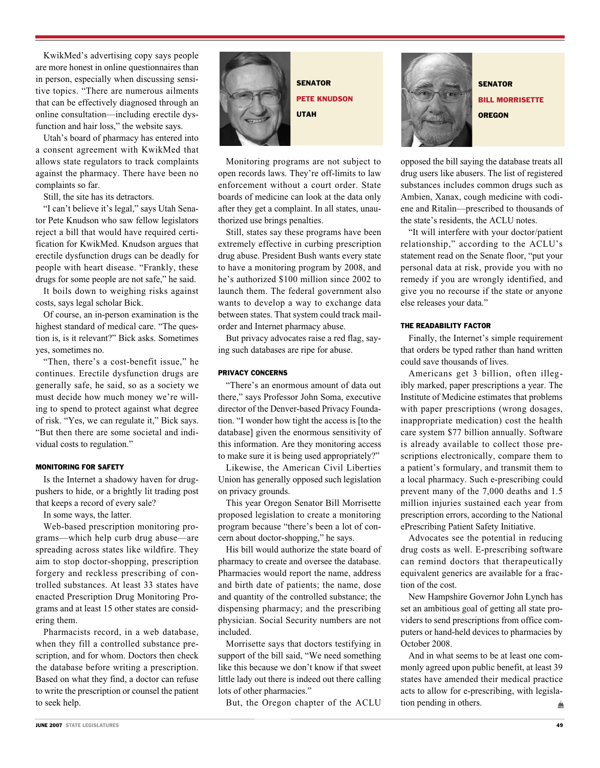KwikMed's advertising copy says people are more honest in online questionnaires than in person, especially when discussing sensitive topics. "There are numerous ailments that can be effectively diagnosed through an online consultation—including erectile dysfunction and hair loss," the website says.

Utah's board of pharmacy has entered into a consent agreement with KwikMed that allows state regulators to track complaints against the pharmacy. There have been no complaints so far.

Still, the site has its detractors.

"I can't believe it's legal," says Utah Senator Pete Knudson who saw fellow legislators reject a bill that would have required certification for KwikMed. Knudson argues that erectile dysfunction drugs can be deadly for people with heart disease. "Frankly, these drugs for some people are not safe," he said.

It boils down to weighing risks against costs, says legal scholar Bick.

Of course, an in-person examination is the highest standard of medical care. "The question is, is it relevant?" Bick asks. Sometimes yes, sometimes no.

"Then, there's a cost-benefit issue," he continues. Erectile dysfunction drugs are generally safe, he said, so as a society we must decide how much money we're willing to spend to protect against what degree of risk. "Yes, we can regulate it," Bick says. "But then there are some societal and individual costs to regulation."

### MONITORING FOR SAFETY

Is the Internet a shadowy haven for drug-pushers to hide, or a brightly lit trading post that keeps a record of every sale?

In some ways, the latter.

Web-based prescription monitoring programs—which help curb drug abuse—are spreading across states like wildfire. They aim to stop doctor-shopping, prescription forgery and reckless prescribing of controlled substances. At least 33 states have enacted Prescription Drug Monitoring Programs and at least 15 other states are considering them.

Pharmacists record, in a web database, when they fill a controlled substance prescription, and for whom. Doctors then check the database before writing a prescription. Based on what they find, a doctor can refuse to write the prescription or counsel the patient to seek help.

SENATOR
PETE KNUDSON
UTAH

Monitoring programs are not subject to open records laws. They're off-limits to law enforcement without a court order. State boards of medicine can look at the data only after they get a complaint. In all states, unauthorized use brings penalties.

Still, states say these programs have been extremely effective in curbing prescription drug abuse. President Bush wants every state to have a monitoring program by 2008, and he's authorized $100 million since 2002 to launch them. The federal government also wants to develop a way to exchange data between states. That system could track mail-order and Internet pharmacy abuse.

But privacy advocates raise a red flag, saying such databases are ripe for abuse.

### PRIVACY CONCERNS

"There's an enormous amount of data out there," says Professor John Soma, executive director of the Denver-based Privacy Foundation. "I wonder how tight the access is [to the database] given the enormous sensitivity of this information. Are they monitoring access to make sure it is being used appropriately?"

Likewise, the American Civil Liberties Union has generally opposed such legislation on privacy grounds.

This year Oregon Senator Bill Morrisette proposed legislation to create a monitoring program because "there's been a lot of concern about doctor-shopping," he says.

His bill would authorize the state board of pharmacy to create and oversee the database. Pharmacies would report the name, address and birth date of patients; the name, dose and quantity of the controlled substance; the dispensing pharmacy; and the prescribing physician. Social Security numbers are not included.

Morrisette says that doctors testifying in support of the bill said, "We need something like this because we don't know if that sweet little lady out there is indeed out there calling lots of other pharmacies."

But, the Oregon chapter of the ACLU

SENATOR
BILL MORRISETTE
OREGON

opposed the bill saying the database treats all drug users like abusers. The list of registered substances includes common drugs such as Ambien, Xanax, cough medicine with codiene and Ritalin—prescribed to thousands of the state's residents, the ACLU notes.

"It will interfere with your doctor/patient relationship," according to the ACLU's statement read on the Senate floor, "put your personal data at risk, provide you with no remedy if you are wrongly identified, and give you no recourse if the state or anyone else releases your data."

### THE READABILITY FACTOR

Finally, the Internet's simple requirement that orders be typed rather than hand written could save thousands of lives.

Americans get 3 billion, often illegibly marked, paper prescriptions a year. The Institute of Medicine estimates that problems with paper prescriptions (wrong dosages, inappropriate medication) cost the health care system $77 billion annually. Software is already available to collect those prescriptions electronically, compare them to a patient's formulary, and transmit them to a local pharmacy. Such e-prescribing could prevent many of the 7,000 deaths and 1.5 million injuries sustained each year from prescription errors, according to the National ePrescribing Patient Safety Initiative.

Advocates see the potential in reducing drug costs as well. E-prescribing software can remind doctors that therapeutically equivalent generics are available for a fraction of the cost.

New Hampshire Governor John Lynch has set an ambitious goal of getting all state providers to send prescriptions from office computers or hand-held devices to pharmacies by October 2008.

And in what seems to be at least one commonly agreed upon public benefit, at least 39 states have amended their medical practice acts to allow for e-prescribing, with legislation pending in others.